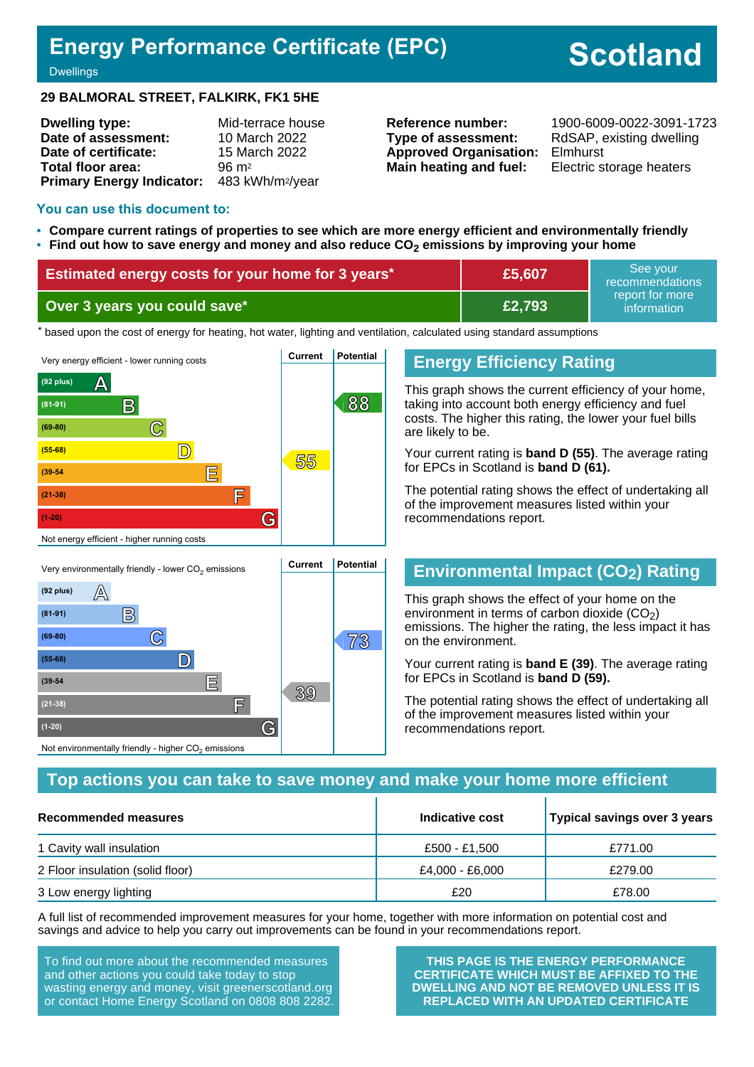# Energy Performance Certificate (EPC)

Dwellings

**Scotland**

**29 BALMORAL STREET, FALKIRK, FK1 5HE**

| | |
|---|---|
| **Dwelling type:** | Mid-terrace house |
| **Date of assessment:** | 10 March 2022 |
| **Date of certificate:** | 15 March 2022 |
| **Total floor area:** | 96 m² |
| **Primary Energy Indicator:** | 483 kWh/m²/year |

| | |
|---|---|
| **Reference number:** | 1900-6009-0022-3091-1723 |
| **Type of assessment:** | RdSAP, existing dwelling |
| **Approved Organisation:** | Elmhurst |
| **Main heating and fuel:** | Electric storage heaters |

**You can use this document to:**

- **Compare current ratings of properties to see which are more energy efficient and environmentally friendly**
- **Find out how to save energy and money and also reduce $CO_2$ emissions by improving your home**

| | | |
|---|---|---|
| **Estimated energy costs for your home for 3 years*** | **£5,607** | See your recommendations report for more information |
| **Over 3 years you could save*** | **£2,793** | |

\* based upon the cost of energy for heating, hot water, lighting and ventilation, calculated using standard assumptions

Very energy efficient - lower running costs

| Band | Current | Potential |
|---|---|---|
| (92 plus) A | | |
| (81-91) B | | 88 |
| (69-80) C | | |
| (55-68) D | 55 | |
| (39-54) E | | |
| (21-38) F | | |
| (1-20) G | | |

Not energy efficient - higher running costs

## Energy Efficiency Rating

This graph shows the current efficiency of your home, taking into account both energy efficiency and fuel costs. The higher this rating, the lower your fuel bills are likely to be.

Your current rating is **band D (55)**. The average rating for EPCs in Scotland is **band D (61).**

The potential rating shows the effect of undertaking all of the improvement measures listed within your recommendations report.

Very environmentally friendly - lower $CO_2$ emissions

| Band | Current | Potential |
|---|---|---|
| (92 plus) A | | |
| (81-91) B | | |
| (69-80) C | | 73 |
| (55-68) D | | |
| (39-54) E | 39 | |
| (21-38) F | | |
| (1-20) G | | |

Not environmentally friendly - higher $CO_2$ emissions

## Environmental Impact ($CO_2$) Rating

This graph shows the effect of your home on the environment in terms of carbon dioxide ($CO_2$) emissions. The higher the rating, the less impact it has on the environment.

Your current rating is **band E (39)**. The average rating for EPCs in Scotland is **band D (59).**

The potential rating shows the effect of undertaking all of the improvement measures listed within your recommendations report.

## Top actions you can take to save money and make your home more efficient

| Recommended measures | Indicative cost | Typical savings over 3 years |
|---|---|---|
| 1 Cavity wall insulation | £500 - £1,500 | £771.00 |
| 2 Floor insulation (solid floor) | £4,000 - £6,000 | £279.00 |
| 3 Low energy lighting | £20 | £78.00 |

A full list of recommended improvement measures for your home, together with more information on potential cost and savings and advice to help you carry out improvements can be found in your recommendations report.

To find out more about the recommended measures and other actions you could take today to stop wasting energy and money, visit greenerscotland.org or contact Home Energy Scotland on 0808 808 2282.

**THIS PAGE IS THE ENERGY PERFORMANCE CERTIFICATE WHICH MUST BE AFFIXED TO THE DWELLING AND NOT BE REMOVED UNLESS IT IS REPLACED WITH AN UPDATED CERTIFICATE**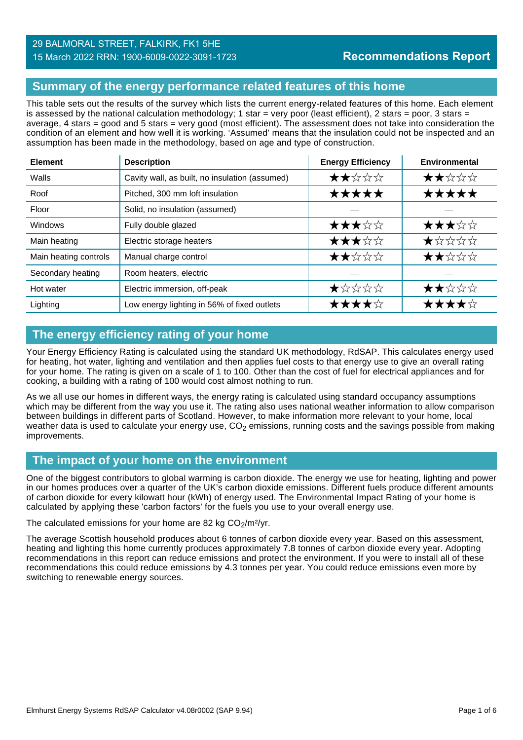29 BALMORAL STREET, FALKIRK, FK1 5HE
15 March 2022 RRN: 1900-6009-0022-3091-1723

**Recommendations Report**

## Summary of the energy performance related features of this home

This table sets out the results of the survey which lists the current energy-related features of this home. Each element is assessed by the national calculation methodology; 1 star = very poor (least efficient), 2 stars = poor, 3 stars = average, 4 stars = good and 5 stars = very good (most efficient). The assessment does not take into consideration the condition of an element and how well it is working. 'Assumed' means that the insulation could not be inspected and an assumption has been made in the methodology, based on age and type of construction.

| Element | Description | Energy Efficiency | Environmental |
|---|---|---|---|
| Walls | Cavity wall, as built, no insulation (assumed) | ★★☆☆☆ | ★★☆☆☆ |
| Roof | Pitched, 300 mm loft insulation | ★★★★★ | ★★★★★ |
| Floor | Solid, no insulation (assumed) | — | — |
| Windows | Fully double glazed | ★★★☆☆ | ★★★☆☆ |
| Main heating | Electric storage heaters | ★★★☆☆ | ★☆☆☆☆ |
| Main heating controls | Manual charge control | ★★☆☆☆ | ★★☆☆☆ |
| Secondary heating | Room heaters, electric | — | — |
| Hot water | Electric immersion, off-peak | ★☆☆☆☆ | ★★☆☆☆ |
| Lighting | Low energy lighting in 56% of fixed outlets | ★★★★☆ | ★★★★☆ |

## The energy efficiency rating of your home

Your Energy Efficiency Rating is calculated using the standard UK methodology, RdSAP. This calculates energy used for heating, hot water, lighting and ventilation and then applies fuel costs to that energy use to give an overall rating for your home. The rating is given on a scale of 1 to 100. Other than the cost of fuel for electrical appliances and for cooking, a building with a rating of 100 would cost almost nothing to run.

As we all use our homes in different ways, the energy rating is calculated using standard occupancy assumptions which may be different from the way you use it. The rating also uses national weather information to allow comparison between buildings in different parts of Scotland. However, to make information more relevant to your home, local weather data is used to calculate your energy use, $CO_2$ emissions, running costs and the savings possible from making improvements.

## The impact of your home on the environment

One of the biggest contributors to global warming is carbon dioxide. The energy we use for heating, lighting and power in our homes produces over a quarter of the UK's carbon dioxide emissions. Different fuels produce different amounts of carbon dioxide for every kilowatt hour (kWh) of energy used. The Environmental Impact Rating of your home is calculated by applying these 'carbon factors' for the fuels you use to your overall energy use.

The calculated emissions for your home are 82 kg $CO_2$/m²/yr.

The average Scottish household produces about 6 tonnes of carbon dioxide every year. Based on this assessment, heating and lighting this home currently produces approximately 7.8 tonnes of carbon dioxide every year. Adopting recommendations in this report can reduce emissions and protect the environment. If you were to install all of these recommendations this could reduce emissions by 4.3 tonnes per year. You could reduce emissions even more by switching to renewable energy sources.

Elmhurst Energy Systems RdSAP Calculator v4.08r0002 (SAP 9.94)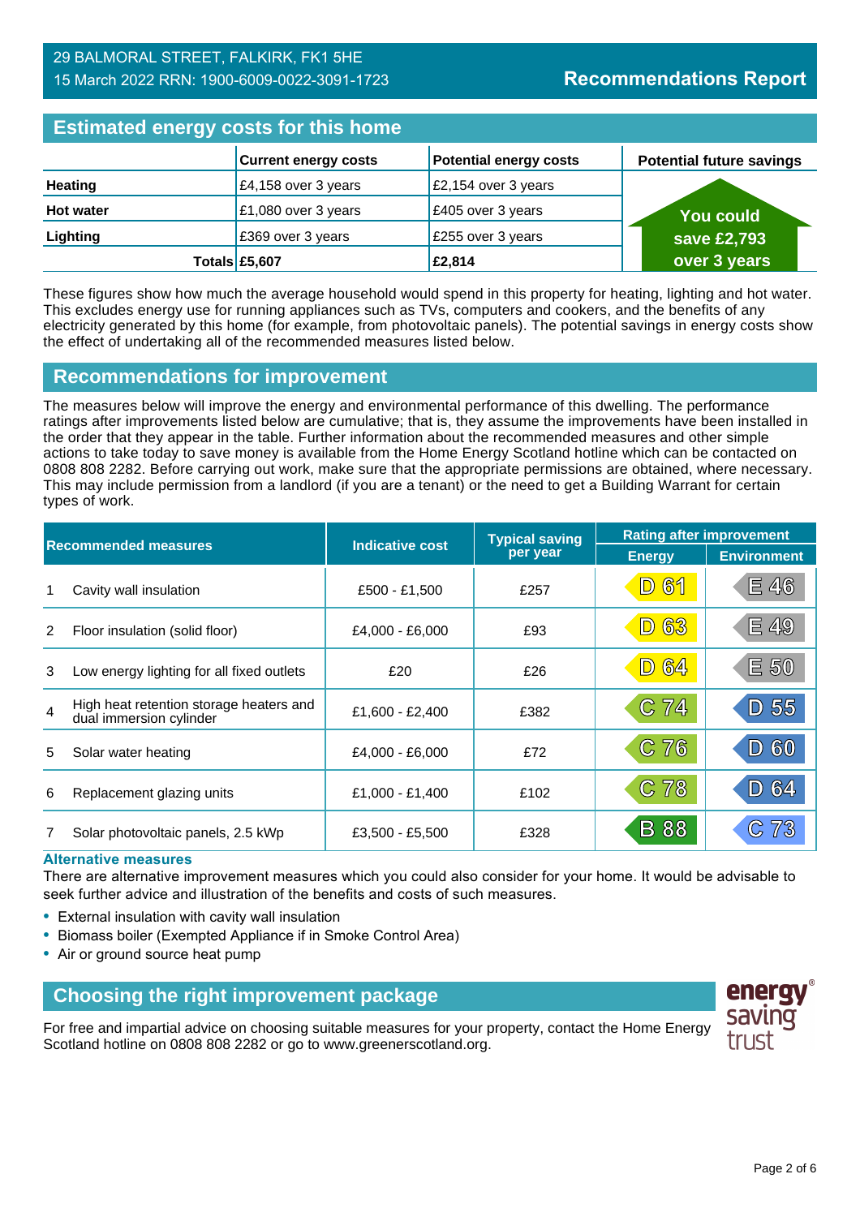29 BALMORAL STREET, FALKIRK, FK1 5HE
15 March 2022 RRN: 1900-6009-0022-3091-1723

# Recommendations Report

## Estimated energy costs for this home

| | Current energy costs | Potential energy costs | Potential future savings |
|---|---|---|---|
| **Heating** | £4,158 over 3 years | £2,154 over 3 years | You could save £2,793 over 3 years |
| **Hot water** | £1,080 over 3 years | £405 over 3 years | |
| **Lighting** | £369 over 3 years | £255 over 3 years | |
| **Totals** | **£5,607** | **£2,814** | |

These figures show how much the average household would spend in this property for heating, lighting and hot water. This excludes energy use for running appliances such as TVs, computers and cookers, and the benefits of any electricity generated by this home (for example, from photovoltaic panels). The potential savings in energy costs show the effect of undertaking all of the recommended measures listed below.

## Recommendations for improvement

The measures below will improve the energy and environmental performance of this dwelling. The performance ratings after improvements listed below are cumulative; that is, they assume the improvements have been installed in the order that they appear in the table. Further information about the recommended measures and other simple actions to take today to save money is available from the Home Energy Scotland hotline which can be contacted on 0808 808 2282. Before carrying out work, make sure that the appropriate permissions are obtained, where necessary. This may include permission from a landlord (if you are a tenant) or the need to get a Building Warrant for certain types of work.

| | Recommended measures | Indicative cost | Typical saving per year | Rating after improvement | |
|---|---|---|---|---|---|
| | | | | Energy | Environment |
| 1 | Cavity wall insulation | £500 - £1,500 | £257 | D 61 | E 46 |
| 2 | Floor insulation (solid floor) | £4,000 - £6,000 | £93 | D 63 | E 49 |
| 3 | Low energy lighting for all fixed outlets | £20 | £26 | D 64 | E 50 |
| 4 | High heat retention storage heaters and dual immersion cylinder | £1,600 - £2,400 | £382 | C 74 | D 55 |
| 5 | Solar water heating | £4,000 - £6,000 | £72 | C 76 | D 60 |
| 6 | Replacement glazing units | £1,000 - £1,400 | £102 | C 78 | D 64 |
| 7 | Solar photovoltaic panels, 2.5 kWp | £3,500 - £5,500 | £328 | B 88 | C 73 |

### Alternative measures

There are alternative improvement measures which you could also consider for your home. It would be advisable to seek further advice and illustration of the benefits and costs of such measures.

- External insulation with cavity wall insulation
- Biomass boiler (Exempted Appliance if in Smoke Control Area)
- Air or ground source heat pump

## Choosing the right improvement package

For free and impartial advice on choosing suitable measures for your property, contact the Home Energy Scotland hotline on 0808 808 2282 or go to www.greenerscotland.org.

energy saving trust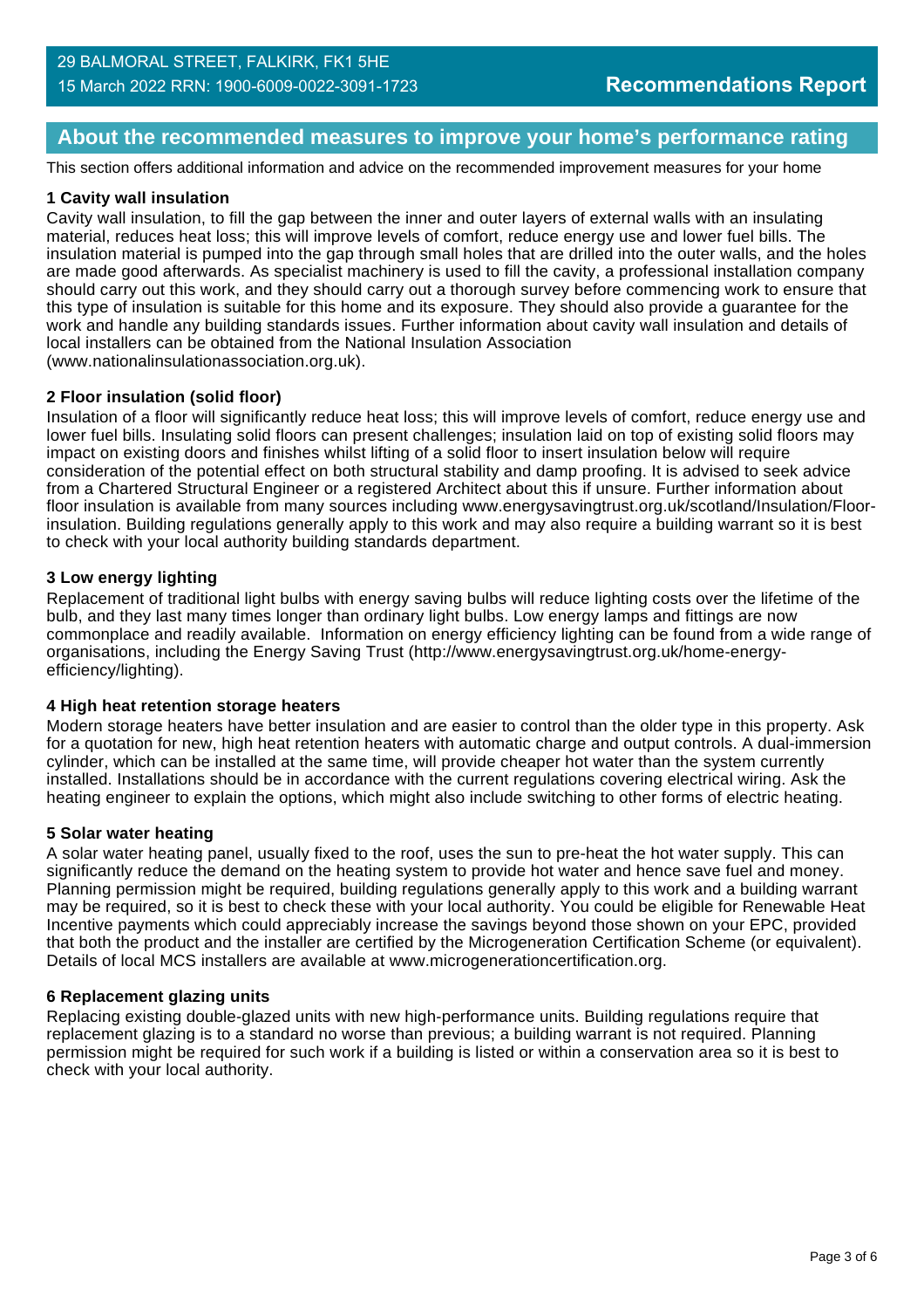## About the recommended measures to improve your home's performance rating

This section offers additional information and advice on the recommended improvement measures for your home

### 1 Cavity wall insulation

Cavity wall insulation, to fill the gap between the inner and outer layers of external walls with an insulating material, reduces heat loss; this will improve levels of comfort, reduce energy use and lower fuel bills. The insulation material is pumped into the gap through small holes that are drilled into the outer walls, and the holes are made good afterwards. As specialist machinery is used to fill the cavity, a professional installation company should carry out this work, and they should carry out a thorough survey before commencing work to ensure that this type of insulation is suitable for this home and its exposure. They should also provide a guarantee for the work and handle any building standards issues. Further information about cavity wall insulation and details of local installers can be obtained from the National Insulation Association (www.nationalinsulationassociation.org.uk).

### 2 Floor insulation (solid floor)

Insulation of a floor will significantly reduce heat loss; this will improve levels of comfort, reduce energy use and lower fuel bills. Insulating solid floors can present challenges; insulation laid on top of existing solid floors may impact on existing doors and finishes whilst lifting of a solid floor to insert insulation below will require consideration of the potential effect on both structural stability and damp proofing. It is advised to seek advice from a Chartered Structural Engineer or a registered Architect about this if unsure. Further information about floor insulation is available from many sources including www.energysavingtrust.org.uk/scotland/Insulation/Floor-insulation. Building regulations generally apply to this work and may also require a building warrant so it is best to check with your local authority building standards department.

### 3 Low energy lighting

Replacement of traditional light bulbs with energy saving bulbs will reduce lighting costs over the lifetime of the bulb, and they last many times longer than ordinary light bulbs. Low energy lamps and fittings are now commonplace and readily available. Information on energy efficiency lighting can be found from a wide range of organisations, including the Energy Saving Trust (http://www.energysavingtrust.org.uk/home-energy-efficiency/lighting).

### 4 High heat retention storage heaters

Modern storage heaters have better insulation and are easier to control than the older type in this property. Ask for a quotation for new, high heat retention heaters with automatic charge and output controls. A dual-immersion cylinder, which can be installed at the same time, will provide cheaper hot water than the system currently installed. Installations should be in accordance with the current regulations covering electrical wiring. Ask the heating engineer to explain the options, which might also include switching to other forms of electric heating.

### 5 Solar water heating

A solar water heating panel, usually fixed to the roof, uses the sun to pre-heat the hot water supply. This can significantly reduce the demand on the heating system to provide hot water and hence save fuel and money. Planning permission might be required, building regulations generally apply to this work and a building warrant may be required, so it is best to check these with your local authority. You could be eligible for Renewable Heat Incentive payments which could appreciably increase the savings beyond those shown on your EPC, provided that both the product and the installer are certified by the Microgeneration Certification Scheme (or equivalent). Details of local MCS installers are available at www.microgenerationcertification.org.

### 6 Replacement glazing units

Replacing existing double-glazed units with new high-performance units. Building regulations require that replacement glazing is to a standard no worse than previous; a building warrant is not required. Planning permission might be required for such work if a building is listed or within a conservation area so it is best to check with your local authority.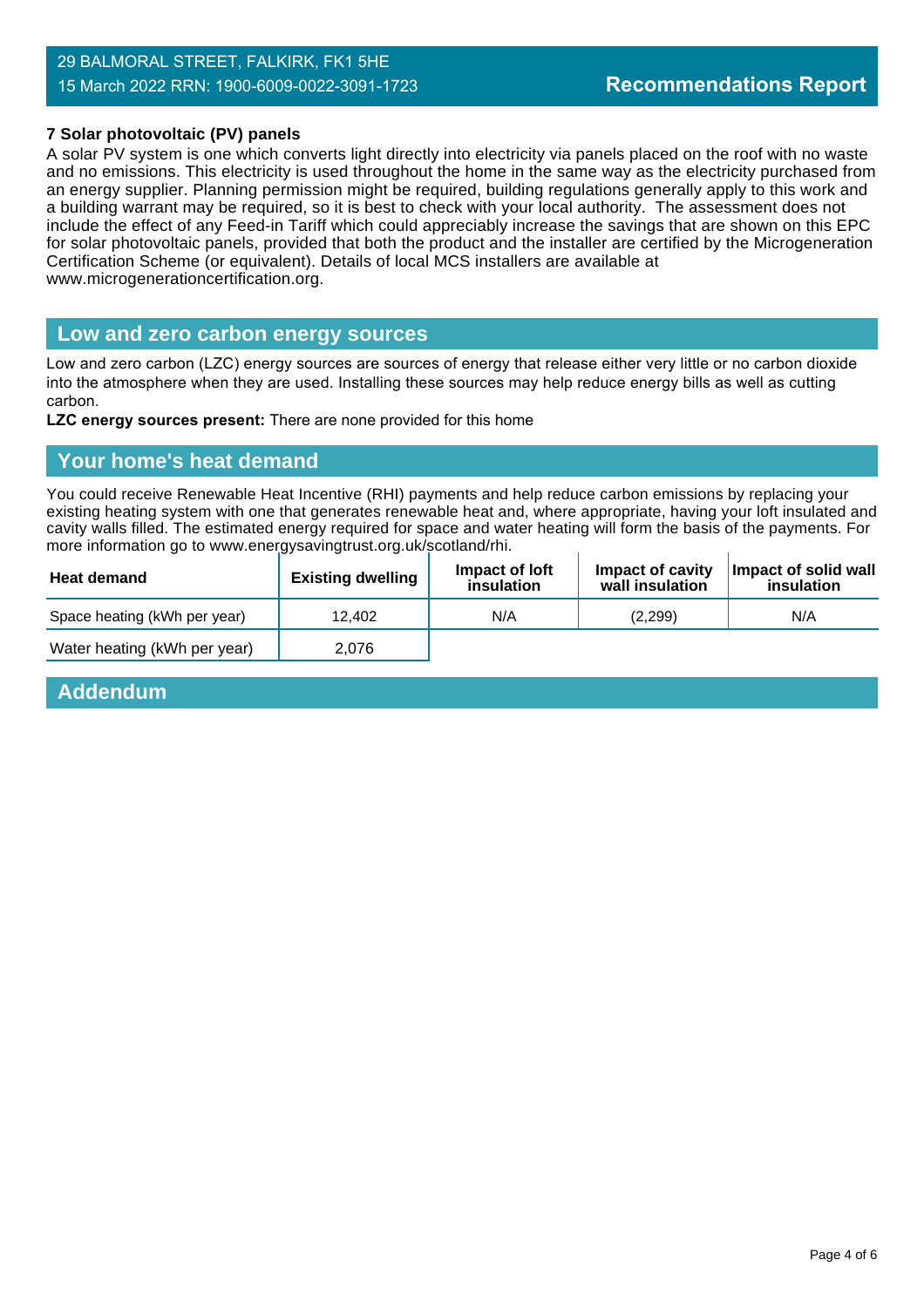### 7 Solar photovoltaic (PV) panels

A solar PV system is one which converts light directly into electricity via panels placed on the roof with no waste and no emissions. This electricity is used throughout the home in the same way as the electricity purchased from an energy supplier. Planning permission might be required, building regulations generally apply to this work and a building warrant may be required, so it is best to check with your local authority. The assessment does not include the effect of any Feed-in Tariff which could appreciably increase the savings that are shown on this EPC for solar photovoltaic panels, provided that both the product and the installer are certified by the Microgeneration Certification Scheme (or equivalent). Details of local MCS installers are available at www.microgenerationcertification.org.

## Low and zero carbon energy sources

Low and zero carbon (LZC) energy sources are sources of energy that release either very little or no carbon dioxide into the atmosphere when they are used. Installing these sources may help reduce energy bills as well as cutting carbon.

**LZC energy sources present:** There are none provided for this home

## Your home's heat demand

You could receive Renewable Heat Incentive (RHI) payments and help reduce carbon emissions by replacing your existing heating system with one that generates renewable heat and, where appropriate, having your loft insulated and cavity walls filled. The estimated energy required for space and water heating will form the basis of the payments. For more information go to www.energysavingtrust.org.uk/scotland/rhi.

| Heat demand | Existing dwelling | Impact of loft insulation | Impact of cavity wall insulation | Impact of solid wall insulation |
|---|---|---|---|---|
| Space heating (kWh per year) | 12,402 | N/A | (2,299) | N/A |
| Water heating (kWh per year) | 2,076 | | | |

## Addendum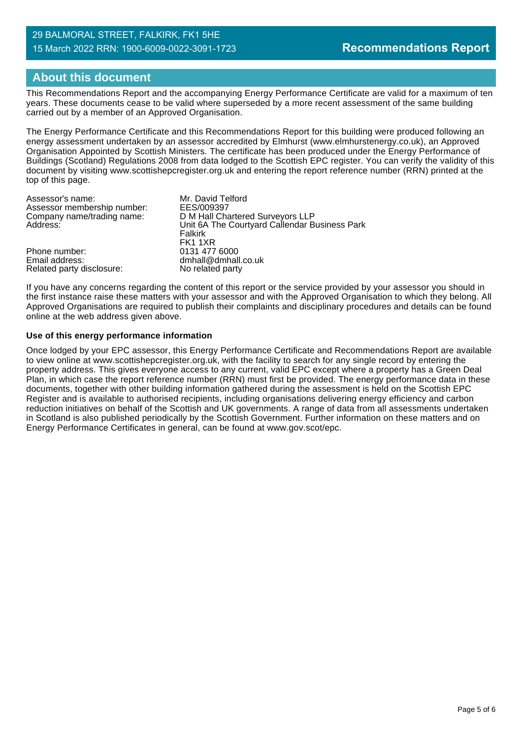## About this document

This Recommendations Report and the accompanying Energy Performance Certificate are valid for a maximum of ten years. These documents cease to be valid where superseded by a more recent assessment of the same building carried out by a member of an Approved Organisation.

The Energy Performance Certificate and this Recommendations Report for this building were produced following an energy assessment undertaken by an assessor accredited by Elmhurst (www.elmhurstenergy.co.uk), an Approved Organisation Appointed by Scottish Ministers. The certificate has been produced under the Energy Performance of Buildings (Scotland) Regulations 2008 from data lodged to the Scottish EPC register. You can verify the validity of this document by visiting www.scottishepcregister.org.uk and entering the report reference number (RRN) printed at the top of this page.

| | |
|---|---|
| Assessor's name: | Mr. David Telford |
| Assessor membership number: | EES/009397 |
| Company name/trading name: | D M Hall Chartered Surveyors LLP |
| Address: | Unit 6A The Courtyard Callendar Business Park<br>Falkirk<br>FK1 1XR |
| Phone number: | 0131 477 6000 |
| Email address: | dmhall@dmhall.co.uk |
| Related party disclosure: | No related party |

If you have any concerns regarding the content of this report or the service provided by your assessor you should in the first instance raise these matters with your assessor and with the Approved Organisation to which they belong. All Approved Organisations are required to publish their complaints and disciplinary procedures and details can be found online at the web address given above.

**Use of this energy performance information**

Once lodged by your EPC assessor, this Energy Performance Certificate and Recommendations Report are available to view online at www.scottishepcregister.org.uk, with the facility to search for any single record by entering the property address. This gives everyone access to any current, valid EPC except where a property has a Green Deal Plan, in which case the report reference number (RRN) must first be provided. The energy performance data in these documents, together with other building information gathered during the assessment is held on the Scottish EPC Register and is available to authorised recipients, including organisations delivering energy efficiency and carbon reduction initiatives on behalf of the Scottish and UK governments. A range of data from all assessments undertaken in Scotland is also published periodically by the Scottish Government. Further information on these matters and on Energy Performance Certificates in general, can be found at www.gov.scot/epc.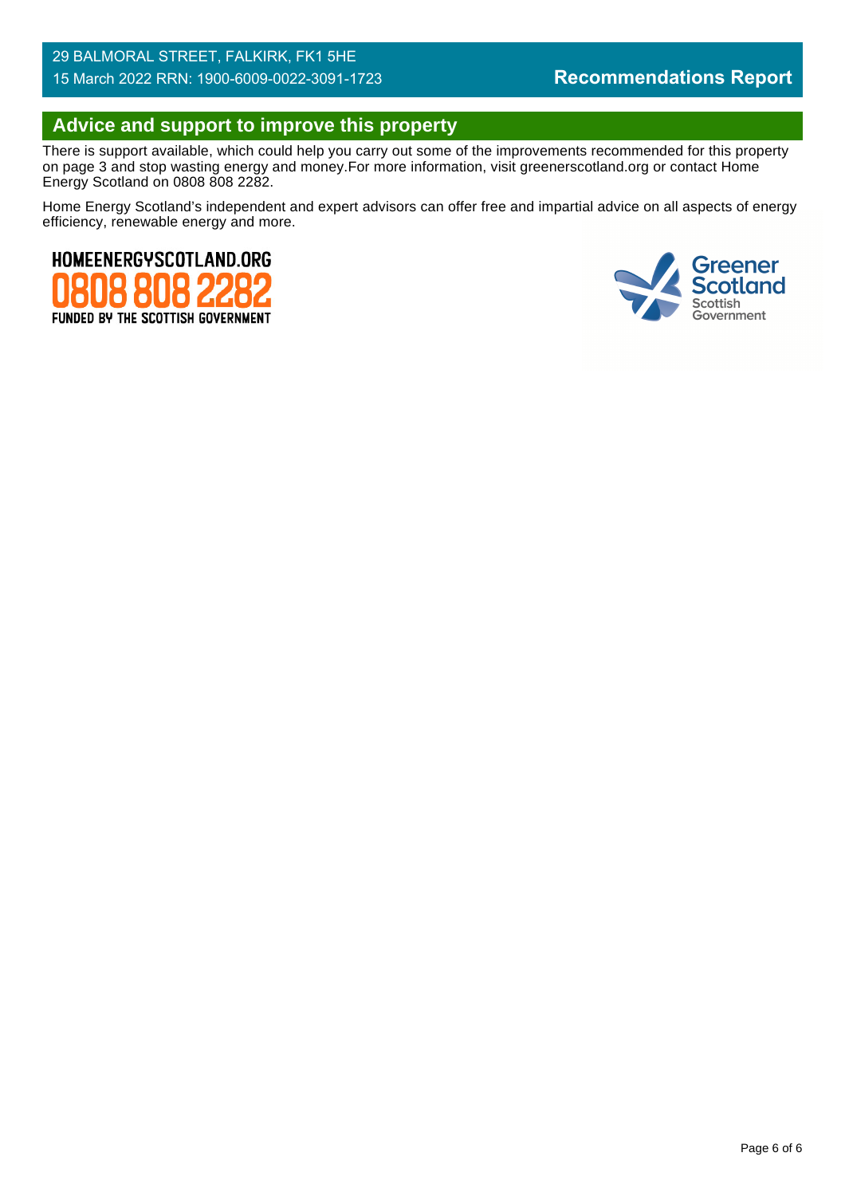## Advice and support to improve this property

There is support available, which could help you carry out some of the improvements recommended for this property on page 3 and stop wasting energy and money.For more information, visit greenerscotland.org or contact Home Energy Scotland on 0808 808 2282.

Home Energy Scotland's independent and expert advisors can offer free and impartial advice on all aspects of energy efficiency, renewable energy and more.

HOMEENERGYSCOTLAND.ORG
0808 808 2282
FUNDED BY THE SCOTTISH GOVERNMENT

Greener Scotland
Scottish Government